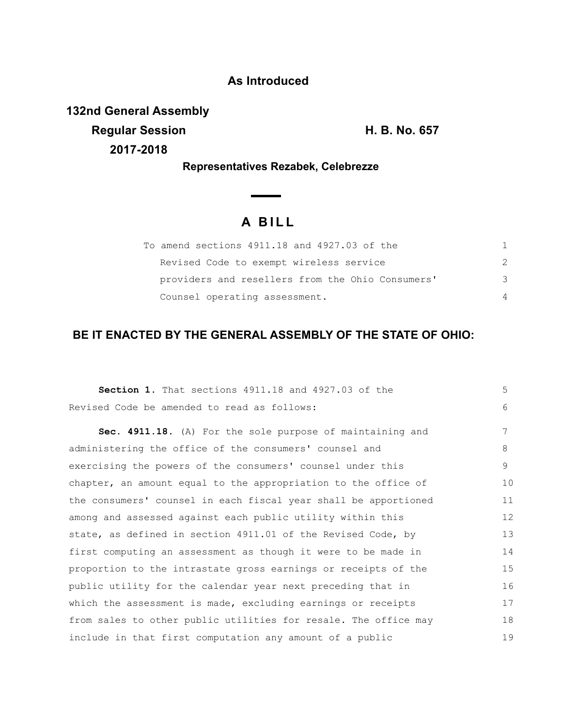**As Introduced**

**132nd General Assembly**
**Regular Session** **H. B. No. 657**
**2017-2018**

**Representatives Rezabek, Celebrezze**

# A BILL

To amend sections 4911.18 and 4927.03 of the Revised Code to exempt wireless service providers and resellers from the Ohio Consumers' Counsel operating assessment.

## BE IT ENACTED BY THE GENERAL ASSEMBLY OF THE STATE OF OHIO:

**Section 1.** That sections 4911.18 and 4927.03 of the Revised Code be amended to read as follows:

**Sec. 4911.18.** (A) For the sole purpose of maintaining and administering the office of the consumers' counsel and exercising the powers of the consumers' counsel under this chapter, an amount equal to the appropriation to the office of the consumers' counsel in each fiscal year shall be apportioned among and assessed against each public utility within this state, as defined in section 4911.01 of the Revised Code, by first computing an assessment as though it were to be made in proportion to the intrastate gross earnings or receipts of the public utility for the calendar year next preceding that in which the assessment is made, excluding earnings or receipts from sales to other public utilities for resale. The office may include in that first computation any amount of a public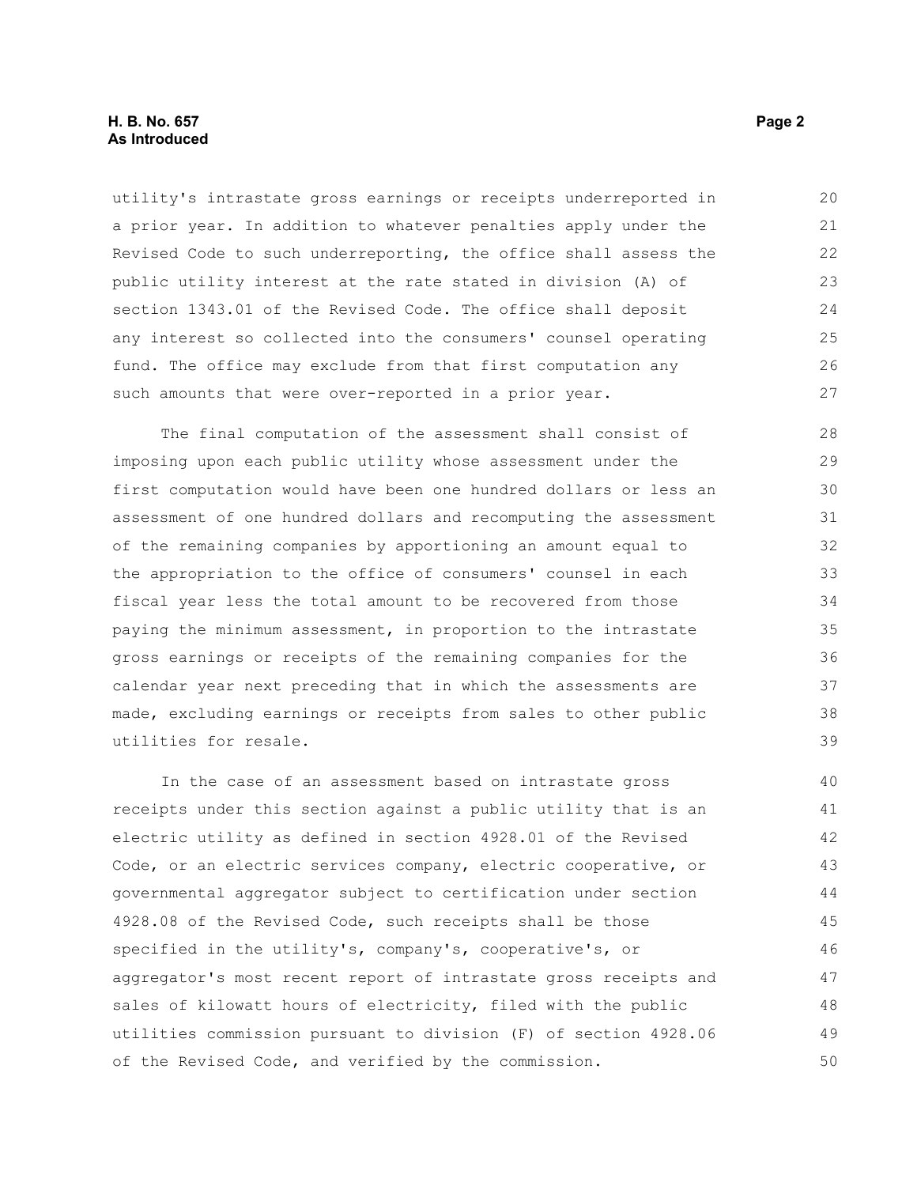utility's intrastate gross earnings or receipts underreported in a prior year. In addition to whatever penalties apply under the Revised Code to such underreporting, the office shall assess the public utility interest at the rate stated in division (A) of section 1343.01 of the Revised Code. The office shall deposit any interest so collected into the consumers' counsel operating fund. The office may exclude from that first computation any such amounts that were over-reported in a prior year.

The final computation of the assessment shall consist of imposing upon each public utility whose assessment under the first computation would have been one hundred dollars or less an assessment of one hundred dollars and recomputing the assessment of the remaining companies by apportioning an amount equal to the appropriation to the office of consumers' counsel in each fiscal year less the total amount to be recovered from those paying the minimum assessment, in proportion to the intrastate gross earnings or receipts of the remaining companies for the calendar year next preceding that in which the assessments are made, excluding earnings or receipts from sales to other public utilities for resale.

In the case of an assessment based on intrastate gross receipts under this section against a public utility that is an electric utility as defined in section 4928.01 of the Revised Code, or an electric services company, electric cooperative, or governmental aggregator subject to certification under section 4928.08 of the Revised Code, such receipts shall be those specified in the utility's, company's, cooperative's, or aggregator's most recent report of intrastate gross receipts and sales of kilowatt hours of electricity, filed with the public utilities commission pursuant to division (F) of section 4928.06 of the Revised Code, and verified by the commission.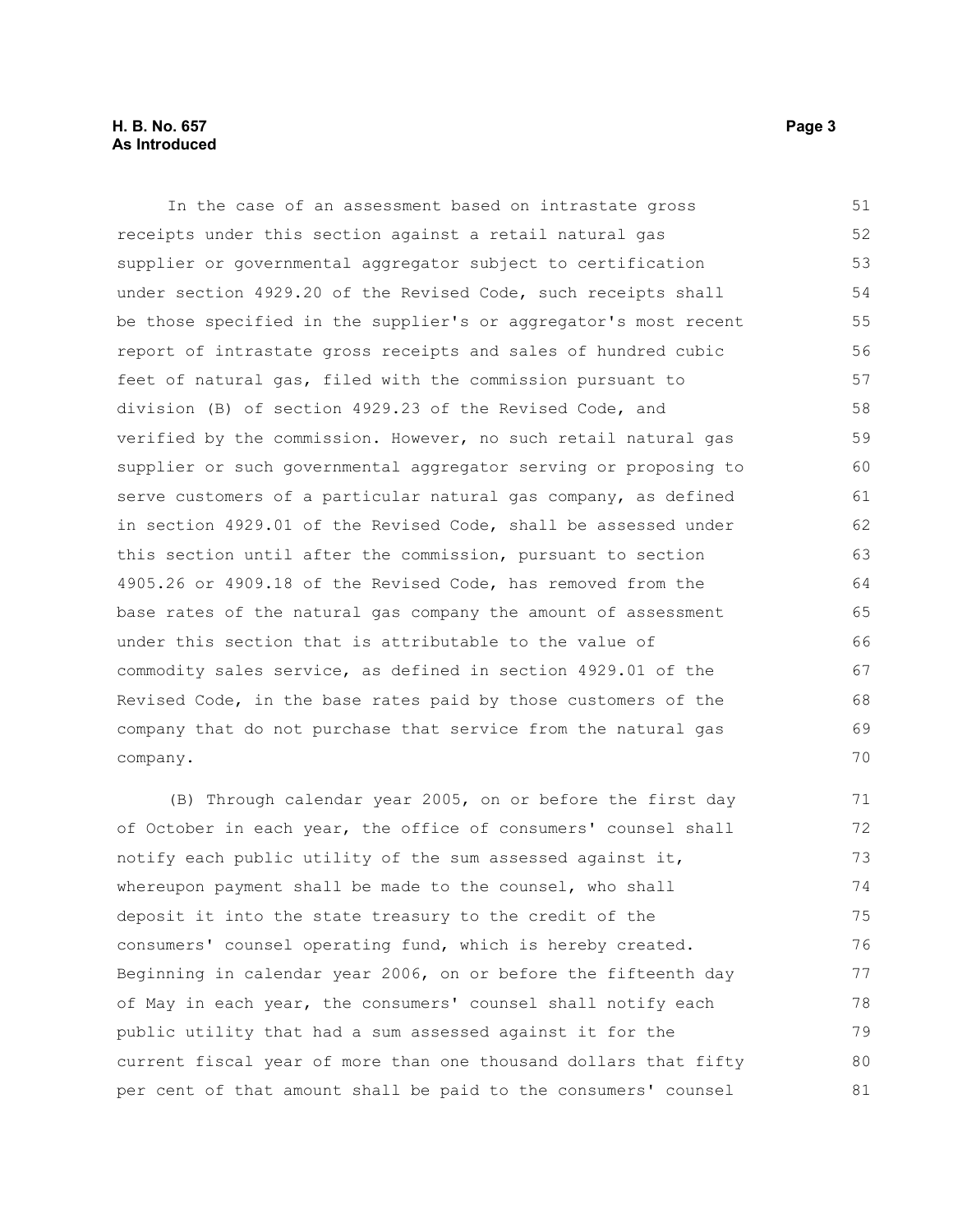In the case of an assessment based on intrastate gross receipts under this section against a retail natural gas supplier or governmental aggregator subject to certification under section 4929.20 of the Revised Code, such receipts shall be those specified in the supplier's or aggregator's most recent report of intrastate gross receipts and sales of hundred cubic feet of natural gas, filed with the commission pursuant to division (B) of section 4929.23 of the Revised Code, and verified by the commission. However, no such retail natural gas supplier or such governmental aggregator serving or proposing to serve customers of a particular natural gas company, as defined in section 4929.01 of the Revised Code, shall be assessed under this section until after the commission, pursuant to section 4905.26 or 4909.18 of the Revised Code, has removed from the base rates of the natural gas company the amount of assessment under this section that is attributable to the value of commodity sales service, as defined in section 4929.01 of the Revised Code, in the base rates paid by those customers of the company that do not purchase that service from the natural gas company.

(B) Through calendar year 2005, on or before the first day of October in each year, the office of consumers' counsel shall notify each public utility of the sum assessed against it, whereupon payment shall be made to the counsel, who shall deposit it into the state treasury to the credit of the consumers' counsel operating fund, which is hereby created. Beginning in calendar year 2006, on or before the fifteenth day of May in each year, the consumers' counsel shall notify each public utility that had a sum assessed against it for the current fiscal year of more than one thousand dollars that fifty per cent of that amount shall be paid to the consumers' counsel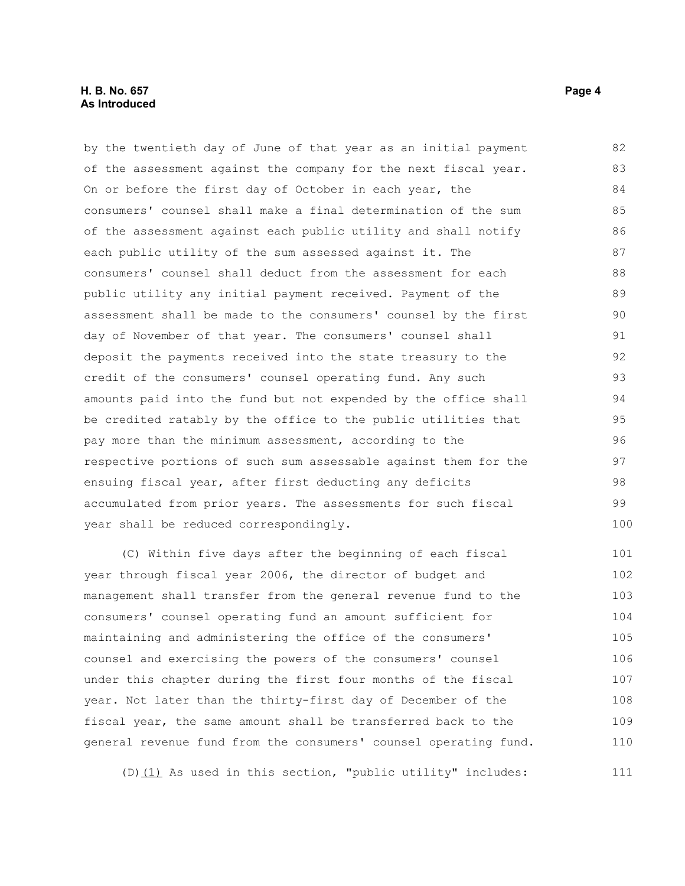by the twentieth day of June of that year as an initial payment of the assessment against the company for the next fiscal year. On or before the first day of October in each year, the consumers' counsel shall make a final determination of the sum of the assessment against each public utility and shall notify each public utility of the sum assessed against it. The consumers' counsel shall deduct from the assessment for each public utility any initial payment received. Payment of the assessment shall be made to the consumers' counsel by the first day of November of that year. The consumers' counsel shall deposit the payments received into the state treasury to the credit of the consumers' counsel operating fund. Any such amounts paid into the fund but not expended by the office shall be credited ratably by the office to the public utilities that pay more than the minimum assessment, according to the respective portions of such sum assessable against them for the ensuing fiscal year, after first deducting any deficits accumulated from prior years. The assessments for such fiscal year shall be reduced correspondingly.

(C) Within five days after the beginning of each fiscal year through fiscal year 2006, the director of budget and management shall transfer from the general revenue fund to the consumers' counsel operating fund an amount sufficient for maintaining and administering the office of the consumers' counsel and exercising the powers of the consumers' counsel under this chapter during the first four months of the fiscal year. Not later than the thirty-first day of December of the fiscal year, the same amount shall be transferred back to the general revenue fund from the consumers' counsel operating fund.

(D)(1) As used in this section, "public utility" includes: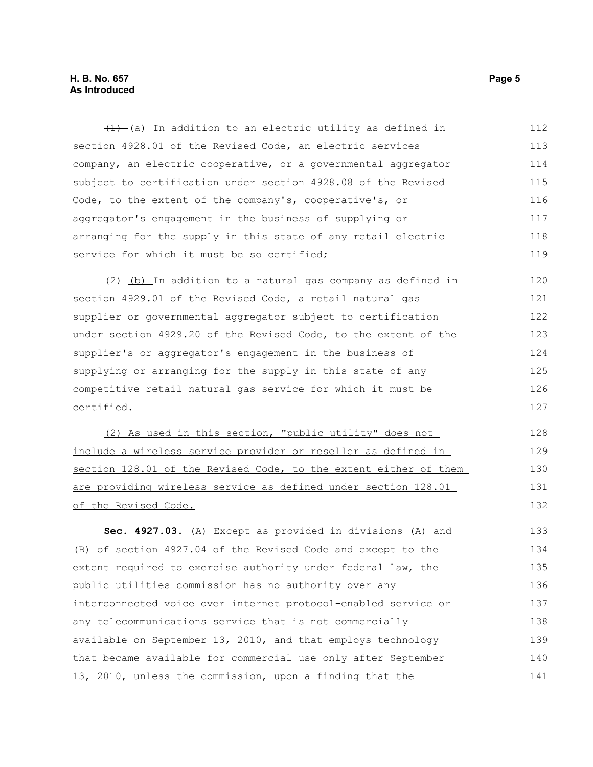~~(1)~~ (a) In addition to an electric utility as defined in section 4928.01 of the Revised Code, an electric services company, an electric cooperative, or a governmental aggregator subject to certification under section 4928.08 of the Revised Code, to the extent of the company's, cooperative's, or aggregator's engagement in the business of supplying or arranging for the supply in this state of any retail electric service for which it must be so certified;

~~(2)~~ (b) In addition to a natural gas company as defined in section 4929.01 of the Revised Code, a retail natural gas supplier or governmental aggregator subject to certification under section 4929.20 of the Revised Code, to the extent of the supplier's or aggregator's engagement in the business of supplying or arranging for the supply in this state of any competitive retail natural gas service for which it must be certified.

<u>(2) As used in this section, "public utility" does not include a wireless service provider or reseller as defined in section 128.01 of the Revised Code, to the extent either of them are providing wireless service as defined under section 128.01 of the Revised Code.</u>

**Sec. 4927.03.** (A) Except as provided in divisions (A) and (B) of section 4927.04 of the Revised Code and except to the extent required to exercise authority under federal law, the public utilities commission has no authority over any interconnected voice over internet protocol-enabled service or any telecommunications service that is not commercially available on September 13, 2010, and that employs technology that became available for commercial use only after September 13, 2010, unless the commission, upon a finding that the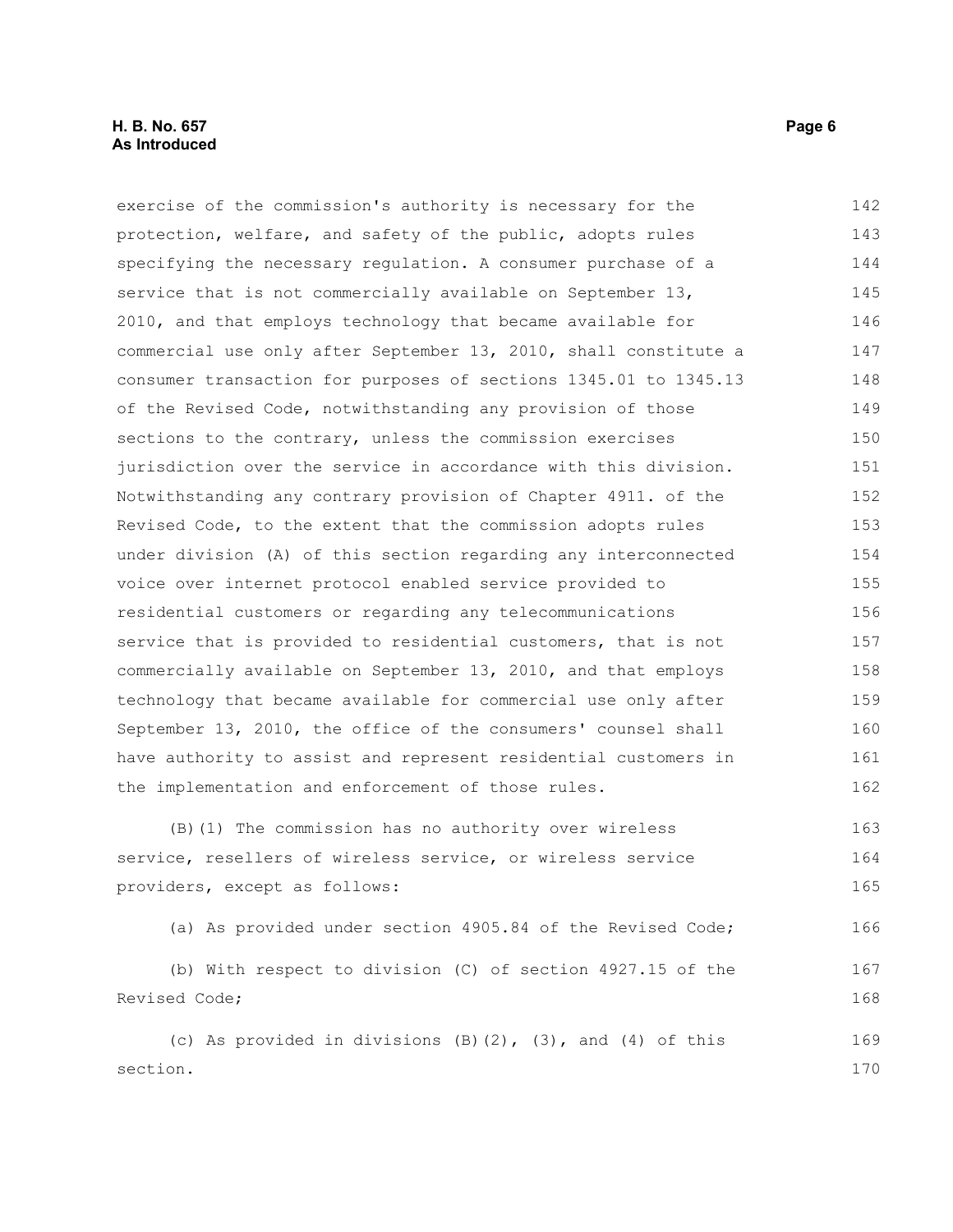exercise of the commission's authority is necessary for the protection, welfare, and safety of the public, adopts rules specifying the necessary regulation. A consumer purchase of a service that is not commercially available on September 13, 2010, and that employs technology that became available for commercial use only after September 13, 2010, shall constitute a consumer transaction for purposes of sections 1345.01 to 1345.13 of the Revised Code, notwithstanding any provision of those sections to the contrary, unless the commission exercises jurisdiction over the service in accordance with this division. Notwithstanding any contrary provision of Chapter 4911. of the Revised Code, to the extent that the commission adopts rules under division (A) of this section regarding any interconnected voice over internet protocol enabled service provided to residential customers or regarding any telecommunications service that is provided to residential customers, that is not commercially available on September 13, 2010, and that employs technology that became available for commercial use only after September 13, 2010, the office of the consumers' counsel shall have authority to assist and represent residential customers in the implementation and enforcement of those rules.

(B)(1) The commission has no authority over wireless service, resellers of wireless service, or wireless service providers, except as follows:

(a) As provided under section 4905.84 of the Revised Code;

(b) With respect to division (C) of section 4927.15 of the Revised Code;

(c) As provided in divisions (B)(2), (3), and (4) of this section.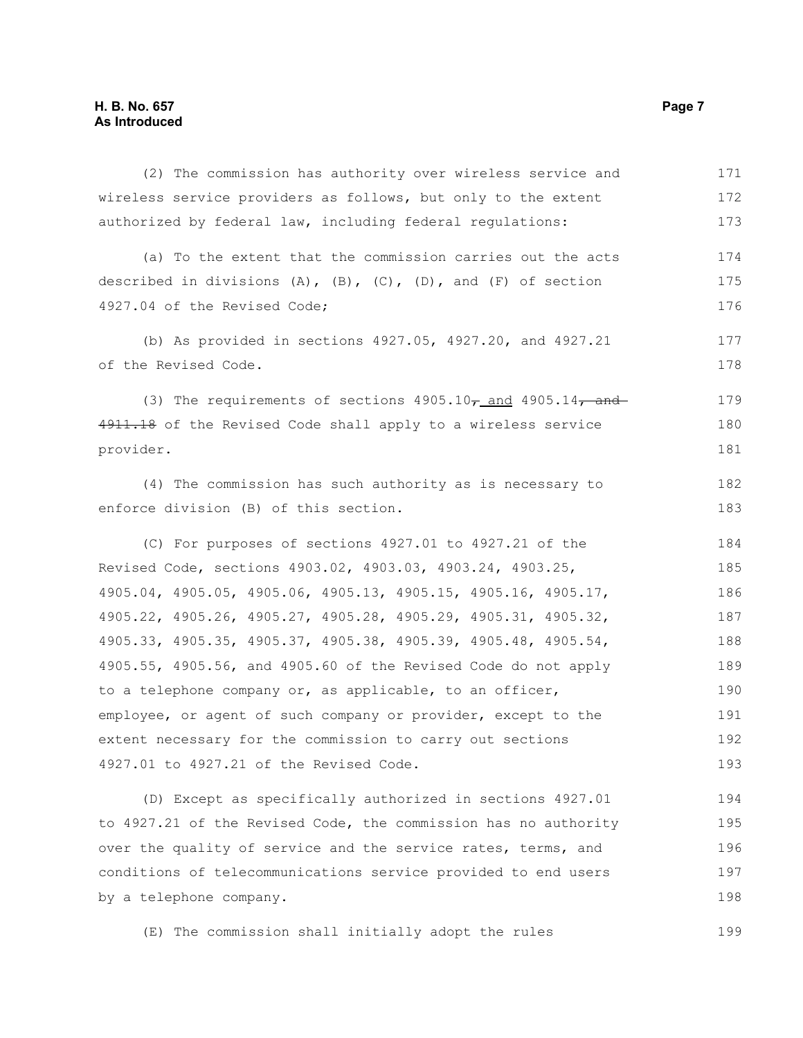(2) The commission has authority over wireless service and wireless service providers as follows, but only to the extent authorized by federal law, including federal regulations:

(a) To the extent that the commission carries out the acts described in divisions (A), (B), (C), (D), and (F) of section 4927.04 of the Revised Code;

(b) As provided in sections 4927.05, 4927.20, and 4927.21 of the Revised Code.

(3) The requirements of sections 4905.10~~,~~<u> and</u> 4905.14~~, and 4911.18~~ of the Revised Code shall apply to a wireless service provider.

(4) The commission has such authority as is necessary to enforce division (B) of this section.

(C) For purposes of sections 4927.01 to 4927.21 of the Revised Code, sections 4903.02, 4903.03, 4903.24, 4903.25, 4905.04, 4905.05, 4905.06, 4905.13, 4905.15, 4905.16, 4905.17, 4905.22, 4905.26, 4905.27, 4905.28, 4905.29, 4905.31, 4905.32, 4905.33, 4905.35, 4905.37, 4905.38, 4905.39, 4905.48, 4905.54, 4905.55, 4905.56, and 4905.60 of the Revised Code do not apply to a telephone company or, as applicable, to an officer, employee, or agent of such company or provider, except to the extent necessary for the commission to carry out sections 4927.01 to 4927.21 of the Revised Code.

(D) Except as specifically authorized in sections 4927.01 to 4927.21 of the Revised Code, the commission has no authority over the quality of service and the service rates, terms, and conditions of telecommunications service provided to end users by a telephone company.

(E) The commission shall initially adopt the rules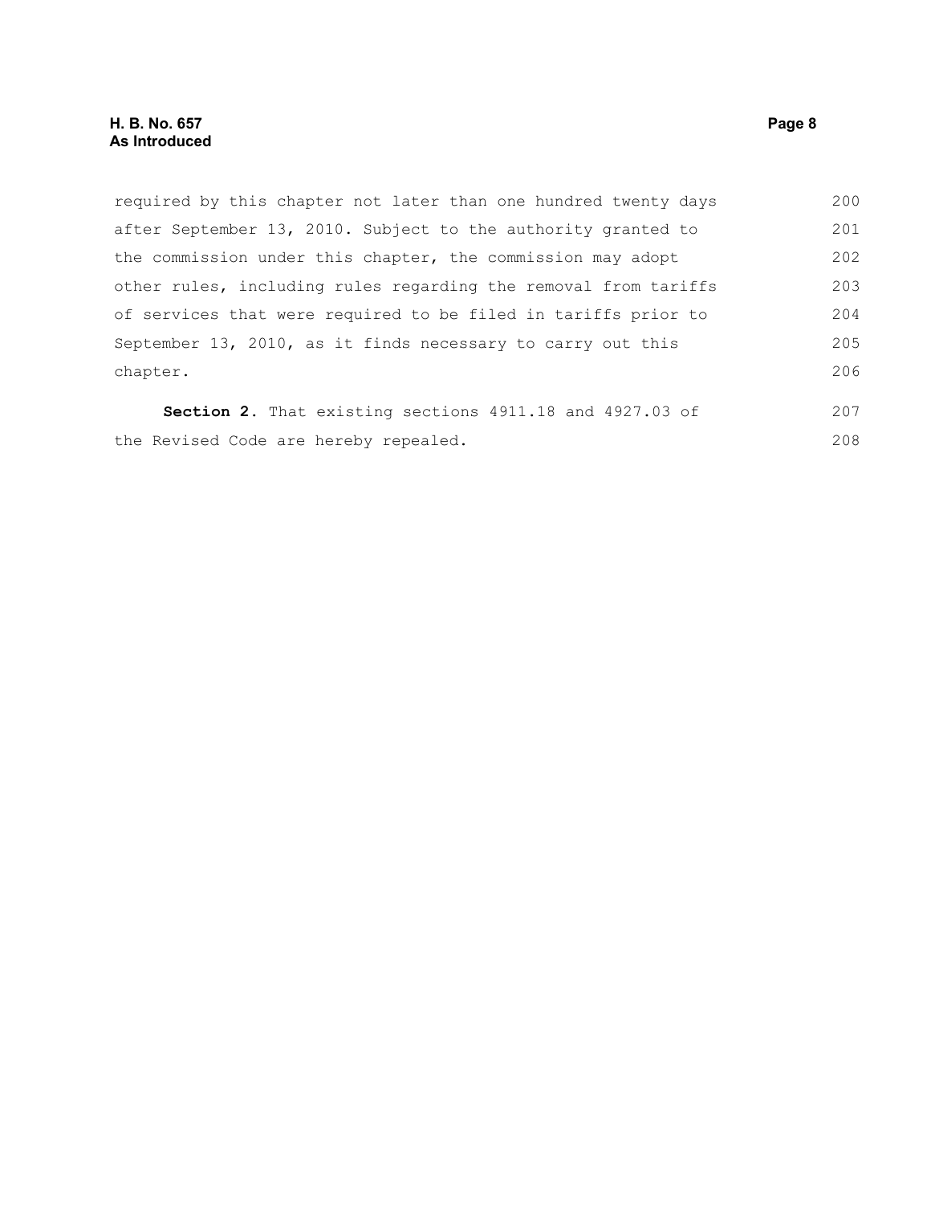required by this chapter not later than one hundred twenty days after September 13, 2010. Subject to the authority granted to the commission under this chapter, the commission may adopt other rules, including rules regarding the removal from tariffs of services that were required to be filed in tariffs prior to September 13, 2010, as it finds necessary to carry out this chapter.

**Section 2.** That existing sections 4911.18 and 4927.03 of the Revised Code are hereby repealed.